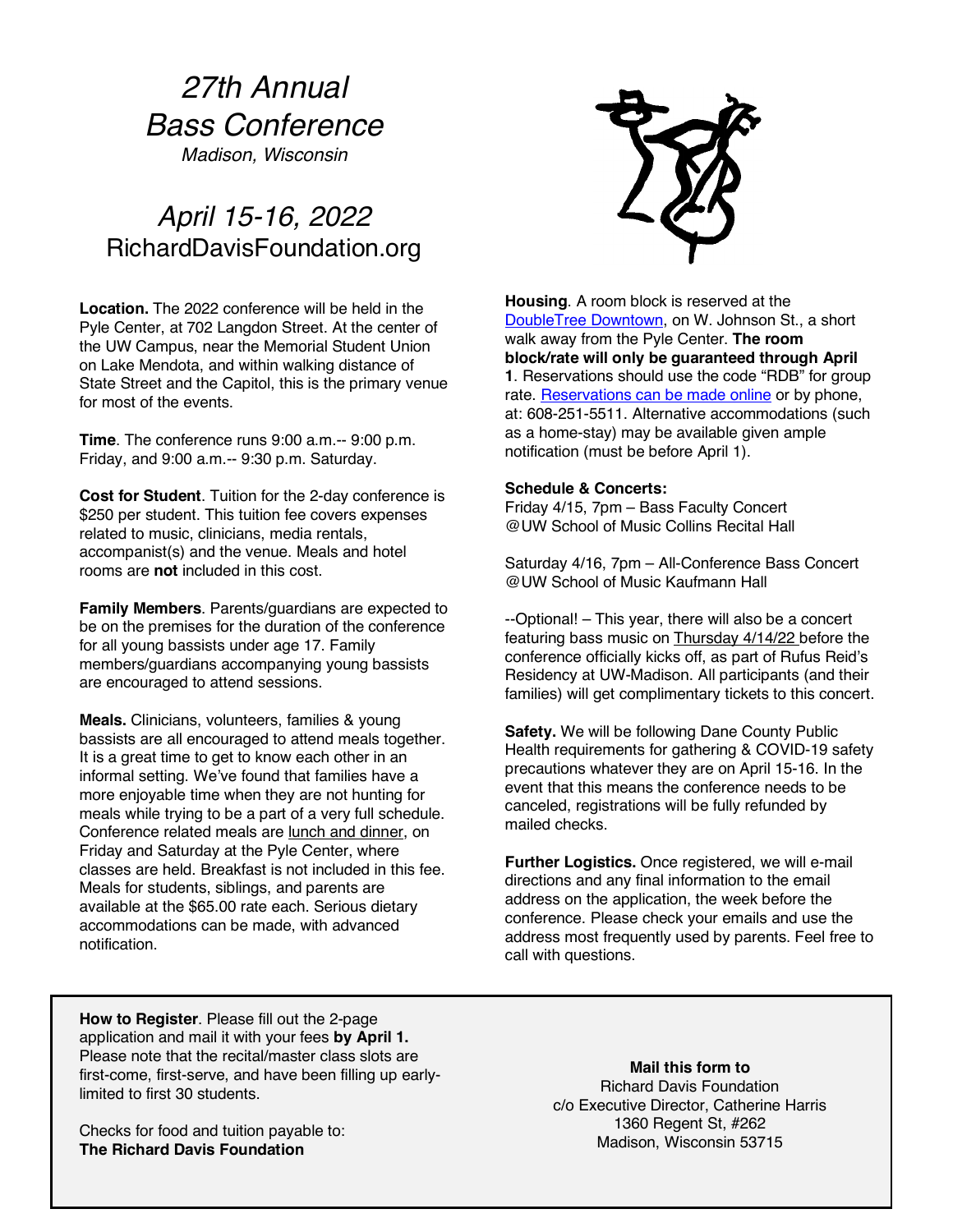# *27th Annual Bass Conference*

*Madison, Wisconsin*

## *April 15-16, 2022*

RichardDavisFoundation.org

**Location.** The 2022 conference will be held in the Pyle Center, at 702 Langdon Street. At the center of the UW Campus, near the Memorial Student Union on Lake Mendota, and within walking distance of State Street and the Capitol, this is the primary venue for most of the events.

**Time**. The conference runs 9:00 a.m.-- 9:00 p.m. Friday, and 9:00 a.m.-- 9:30 p.m. Saturday.

**Cost for Student**. Tuition for the 2-day conference is $250 per student. This tuition fee covers expenses related to music, clinicians, media rentals, accompanist(s) and the venue. Meals and hotel rooms are **not** included in this cost.

**Family Members**. Parents/guardians are expected to be on the premises for the duration of the conference for all young bassists under age 17. Family members/guardians accompanying young bassists are encouraged to attend sessions.

**Meals.** Clinicians, volunteers, families & young bassists are all encouraged to attend meals together. It is a great time to get to know each other in an informal setting. We've found that families have a more enjoyable time when they are not hunting for meals while trying to be a part of a very full schedule. Conference related meals are lunch and dinner, on Friday and Saturday at the Pyle Center, where classes are held. Breakfast is not included in this fee. Meals for students, siblings, and parents are available at the $65.00 rate each. Serious dietary accommodations can be made, with advanced notification.

**Housing**. A room block is reserved at the DoubleTree Downtown, on W. Johnson St., a short walk away from the Pyle Center. **The room block/rate will only be guaranteed through April 1**. Reservations should use the code "RDB" for group rate. Reservations can be made online or by phone, at: 608-251-5511. Alternative accommodations (such as a home-stay) may be available given ample notification (must be before April 1).

**Schedule & Concerts:**

Friday 4/15, 7pm – Bass Faculty Concert @UW School of Music Collins Recital Hall

Saturday 4/16, 7pm – All-Conference Bass Concert @UW School of Music Kaufmann Hall

--Optional! – This year, there will also be a concert featuring bass music on Thursday 4/14/22 before the conference officially kicks off, as part of Rufus Reid's Residency at UW-Madison. All participants (and their families) will get complimentary tickets to this concert.

**Safety.** We will be following Dane County Public Health requirements for gathering & COVID-19 safety precautions whatever they are on April 15-16. In the event that this means the conference needs to be canceled, registrations will be fully refunded by mailed checks.

**Further Logistics.** Once registered, we will e-mail directions and any final information to the email address on the application, the week before the conference. Please check your emails and use the address most frequently used by parents. Feel free to call with questions.

**How to Register**. Please fill out the 2-page application and mail it with your fees **by April 1.** Please note that the recital/master class slots are first-come, first-serve, and have been filling up early- limited to first 30 students.

Checks for food and tuition payable to:
**The Richard Davis Foundation**

**Mail this form to**
Richard Davis Foundation
c/o Executive Director, Catherine Harris
1360 Regent St, #262
Madison, Wisconsin 53715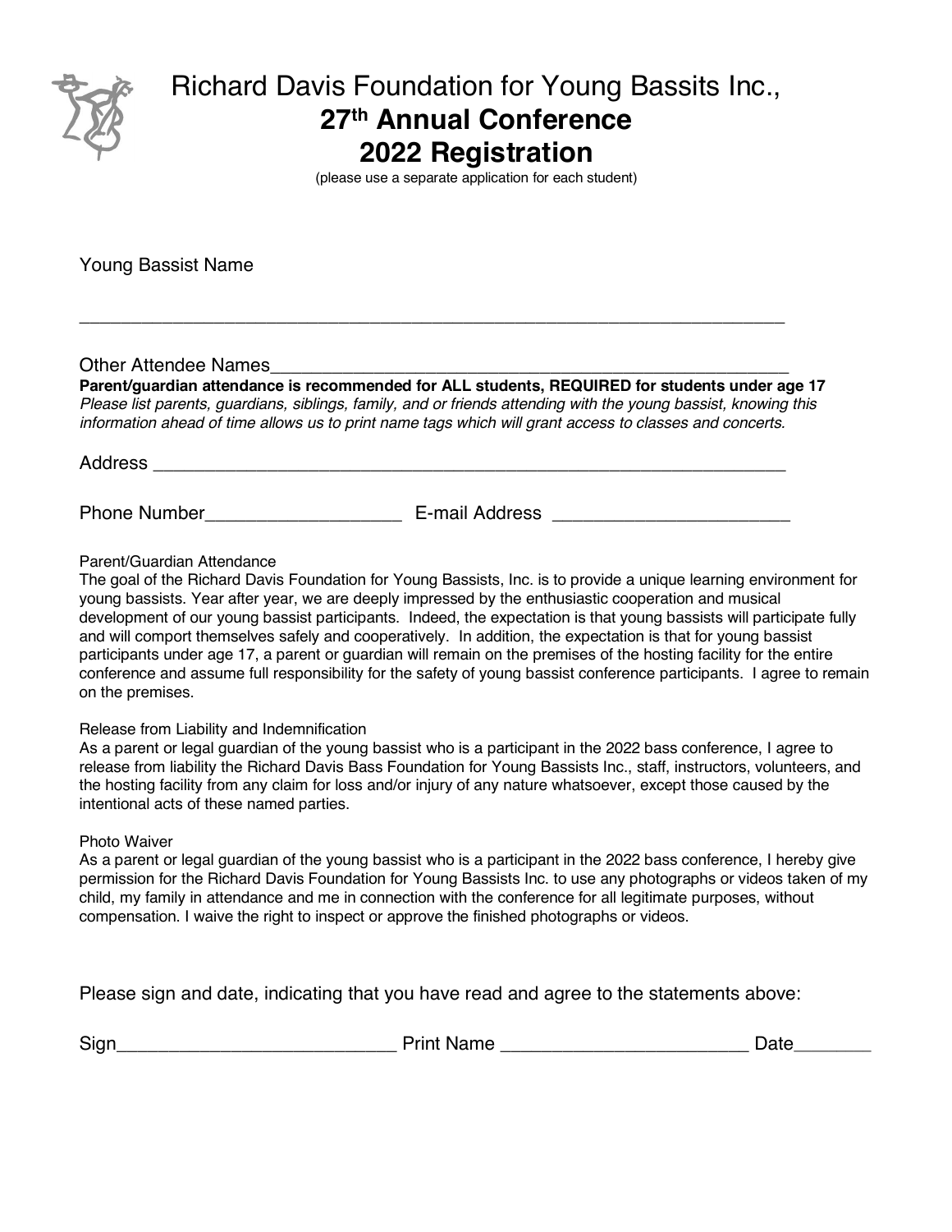# Richard Davis Foundation for Young Bassits Inc.,

# 27th Annual Conference
# 2022 Registration

(please use a separate application for each student)

Young Bassist Name

_______________________________________________________________________________

Other Attendee Names_____________________________________________________

**Parent/guardian attendance is recommended for ALL students, REQUIRED for students under age 17**

*Please list parents, guardians, siblings, family, and or friends attending with the young bassist, knowing this information ahead of time allows us to print name tags which will grant access to classes and concerts.*

Address ___________________________________________________________________

Phone Number___________________ E-mail Address _______________________

Parent/Guardian Attendance

The goal of the Richard Davis Foundation for Young Bassists, Inc. is to provide a unique learning environment for young bassists. Year after year, we are deeply impressed by the enthusiastic cooperation and musical development of our young bassist participants. Indeed, the expectation is that young bassists will participate fully and will comport themselves safely and cooperatively. In addition, the expectation is that for young bassist participants under age 17, a parent or guardian will remain on the premises of the hosting facility for the entire conference and assume full responsibility for the safety of young bassist conference participants. I agree to remain on the premises.

Release from Liability and Indemnification

As a parent or legal guardian of the young bassist who is a participant in the 2022 bass conference, I agree to release from liability the Richard Davis Bass Foundation for Young Bassists Inc., staff, instructors, volunteers, and the hosting facility from any claim for loss and/or injury of any nature whatsoever, except those caused by the intentional acts of these named parties.

Photo Waiver

As a parent or legal guardian of the young bassist who is a participant in the 2022 bass conference, I hereby give permission for the Richard Davis Foundation for Young Bassists Inc. to use any photographs or videos taken of my child, my family in attendance and me in connection with the conference for all legitimate purposes, without compensation. I waive the right to inspect or approve the finished photographs or videos.

Please sign and date, indicating that you have read and agree to the statements above:

Sign___________________________ Print Name ________________________ Date________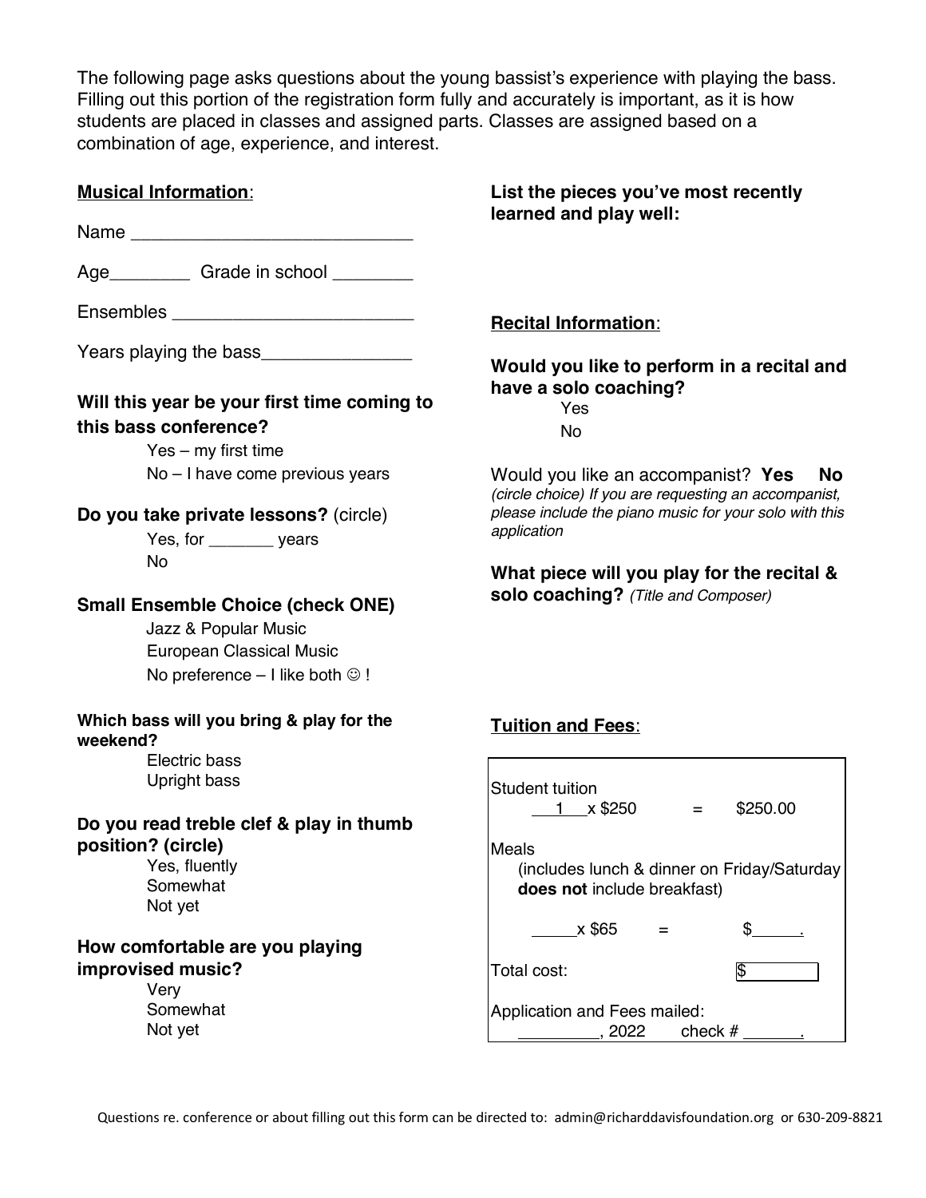The following page asks questions about the young bassist's experience with playing the bass. Filling out this portion of the registration form fully and accurately is important, as it is how students are placed in classes and assigned parts. Classes are assigned based on a combination of age, experience, and interest.

**Musical Information**:

Name ____________________________

Age________ Grade in school ________

Ensembles ________________________

Years playing the bass_______________

**Will this year be your first time coming to this bass conference?**

Yes – my first time

No – I have come previous years

**Do you take private lessons?** (circle)

Yes, for _______ years

No

**Small Ensemble Choice (check ONE)**

Jazz & Popular Music

European Classical Music

No preference – I like both ☺ !

**Which bass will you bring & play for the weekend?**

Electric bass

Upright bass

**Do you read treble clef & play in thumb position? (circle)**

Yes, fluently

Somewhat

Not yet

**How comfortable are you playing improvised music?**

Very

Somewhat

Not yet

**List the pieces you've most recently learned and play well:**

**Recital Information**:

**Would you like to perform in a recital and have a solo coaching?**

Yes

No

Would you like an accompanist? **Yes** **No**
*(circle choice) If you are requesting an accompanist, please include the piano music for your solo with this application*

**What piece will you play for the recital & solo coaching?** *(Title and Composer)*

**Tuition and Fees**:

Student tuition
 1 x $250 = $250.00

Meals
(includes lunch & dinner on Friday/Saturday **does not** include breakfast)

_____x $65 = $_____.

Total cost: $

Application and Fees mailed:
_________, 2022 check # ______.

Questions re. conference or about filling out this form can be directed to: admin@richarddavisfoundation.org or 630-209-8821